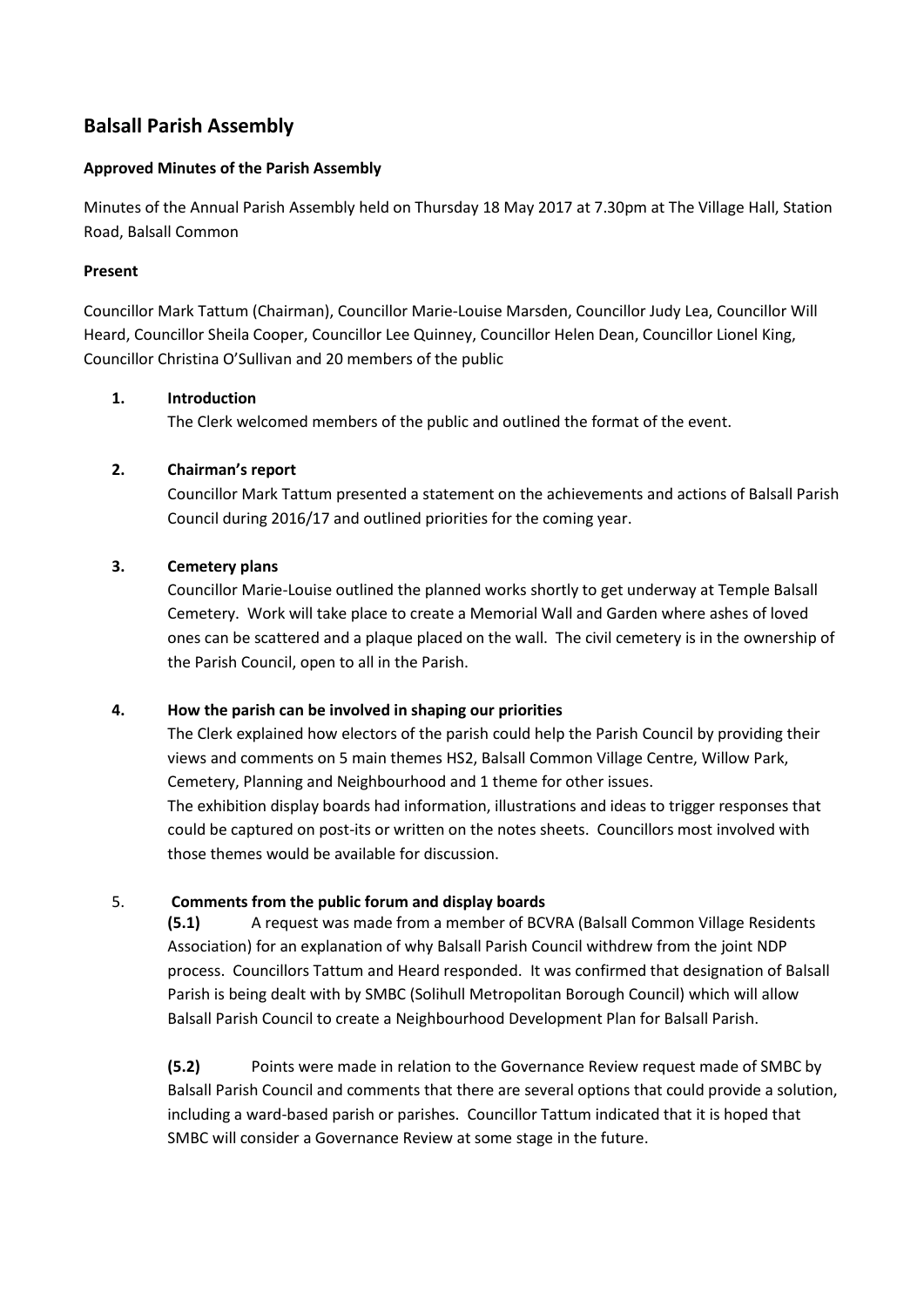# Balsall Parish Assembly

**Approved Minutes of the Parish Assembly**

Minutes of the Annual Parish Assembly held on Thursday 18 May 2017 at 7.30pm at The Village Hall, Station Road, Balsall Common

**Present**

Councillor Mark Tattum (Chairman), Councillor Marie-Louise Marsden, Councillor Judy Lea, Councillor Will Heard, Councillor Sheila Cooper, Councillor Lee Quinney, Councillor Helen Dean, Councillor Lionel King, Councillor Christina O'Sullivan and 20 members of the public

**1. Introduction**

The Clerk welcomed members of the public and outlined the format of the event.

**2. Chairman's report**

Councillor Mark Tattum presented a statement on the achievements and actions of Balsall Parish Council during 2016/17 and outlined priorities for the coming year.

**3. Cemetery plans**

Councillor Marie-Louise outlined the planned works shortly to get underway at Temple Balsall Cemetery. Work will take place to create a Memorial Wall and Garden where ashes of loved ones can be scattered and a plaque placed on the wall. The civil cemetery is in the ownership of the Parish Council, open to all in the Parish.

**4. How the parish can be involved in shaping our priorities**

The Clerk explained how electors of the parish could help the Parish Council by providing their views and comments on 5 main themes HS2, Balsall Common Village Centre, Willow Park, Cemetery, Planning and Neighbourhood and 1 theme for other issues.

The exhibition display boards had information, illustrations and ideas to trigger responses that could be captured on post-its or written on the notes sheets. Councillors most involved with those themes would be available for discussion.

5. **Comments from the public forum and display boards**

**(5.1)** A request was made from a member of BCVRA (Balsall Common Village Residents Association) for an explanation of why Balsall Parish Council withdrew from the joint NDP process. Councillors Tattum and Heard responded. It was confirmed that designation of Balsall Parish is being dealt with by SMBC (Solihull Metropolitan Borough Council) which will allow Balsall Parish Council to create a Neighbourhood Development Plan for Balsall Parish.

**(5.2)** Points were made in relation to the Governance Review request made of SMBC by Balsall Parish Council and comments that there are several options that could provide a solution, including a ward-based parish or parishes. Councillor Tattum indicated that it is hoped that SMBC will consider a Governance Review at some stage in the future.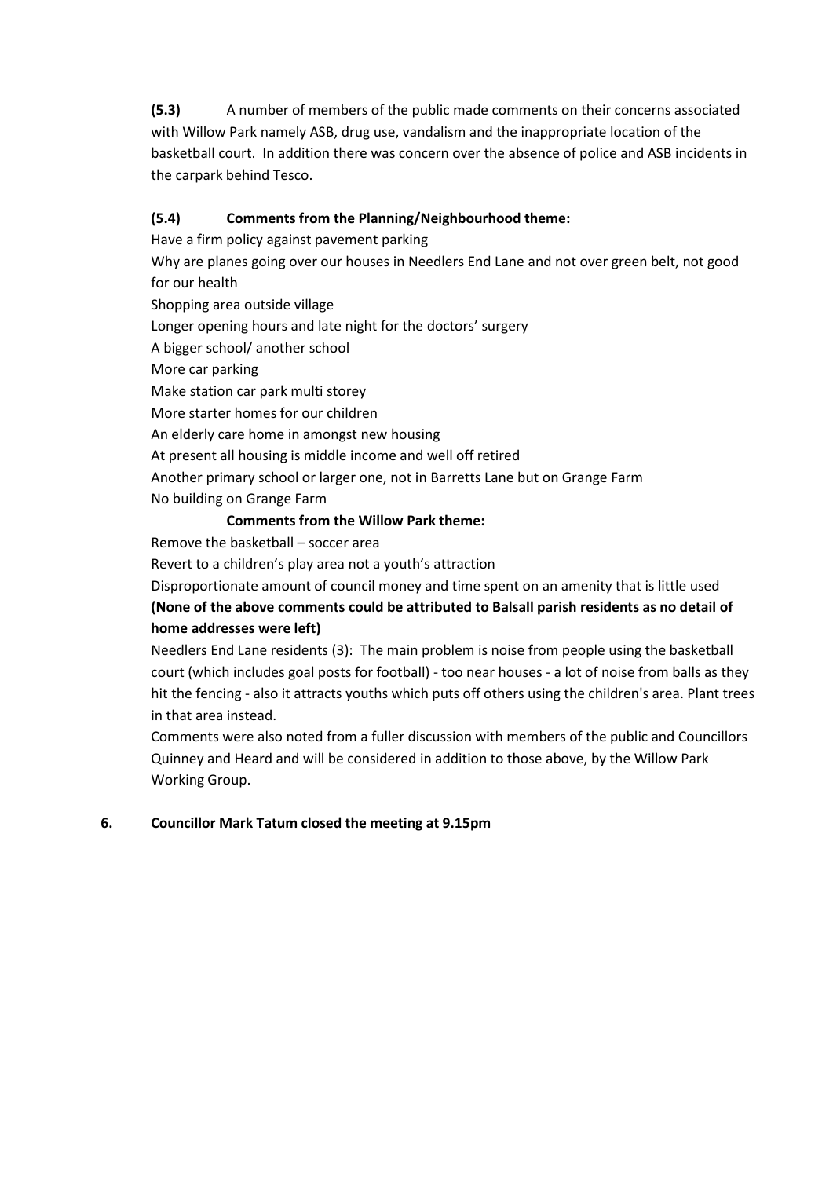**(5.3)** A number of members of the public made comments on their concerns associated with Willow Park namely ASB, drug use, vandalism and the inappropriate location of the basketball court. In addition there was concern over the absence of police and ASB incidents in the carpark behind Tesco.

**(5.4) Comments from the Planning/Neighbourhood theme:**

Have a firm policy against pavement parking

Why are planes going over our houses in Needlers End Lane and not over green belt, not good for our health

Shopping area outside village

Longer opening hours and late night for the doctors' surgery

A bigger school/ another school

More car parking

Make station car park multi storey

More starter homes for our children

An elderly care home in amongst new housing

At present all housing is middle income and well off retired

Another primary school or larger one, not in Barretts Lane but on Grange Farm

No building on Grange Farm

**Comments from the Willow Park theme:**

Remove the basketball – soccer area

Revert to a children's play area not a youth's attraction

Disproportionate amount of council money and time spent on an amenity that is little used

**(None of the above comments could be attributed to Balsall parish residents as no detail of home addresses were left)**

Needlers End Lane residents (3): The main problem is noise from people using the basketball court (which includes goal posts for football) - too near houses - a lot of noise from balls as they hit the fencing - also it attracts youths which puts off others using the children's area. Plant trees in that area instead.

Comments were also noted from a fuller discussion with members of the public and Councillors Quinney and Heard and will be considered in addition to those above, by the Willow Park Working Group.

**6. Councillor Mark Tatum closed the meeting at 9.15pm**